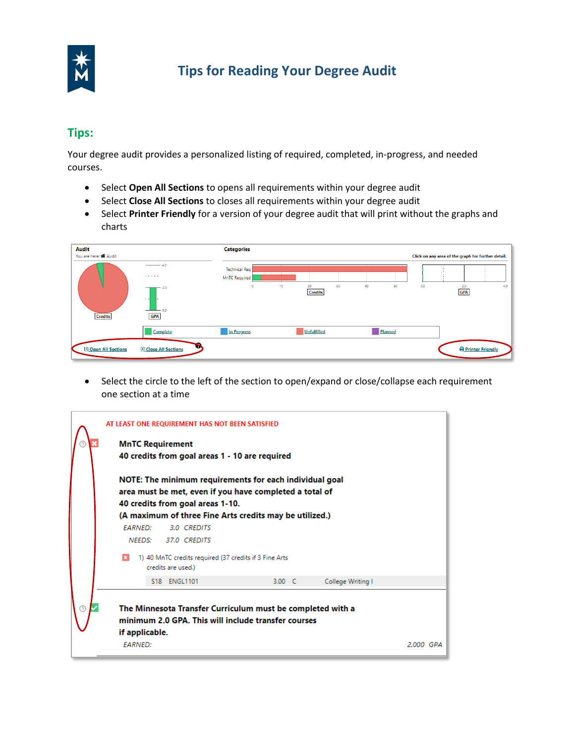# Tips for Reading Your Degree Audit

## Tips:

Your degree audit provides a personalized listing of required, completed, in-progress, and needed courses.

- Select **Open All Sections** to opens all requirements within your degree audit
- Select **Close All Sections** to closes all requirements within your degree audit
- Select **Printer Friendly** for a version of your degree audit that will print without the graphs and charts

- Select the circle to the left of the section to open/expand or close/collapse each requirement one section at a time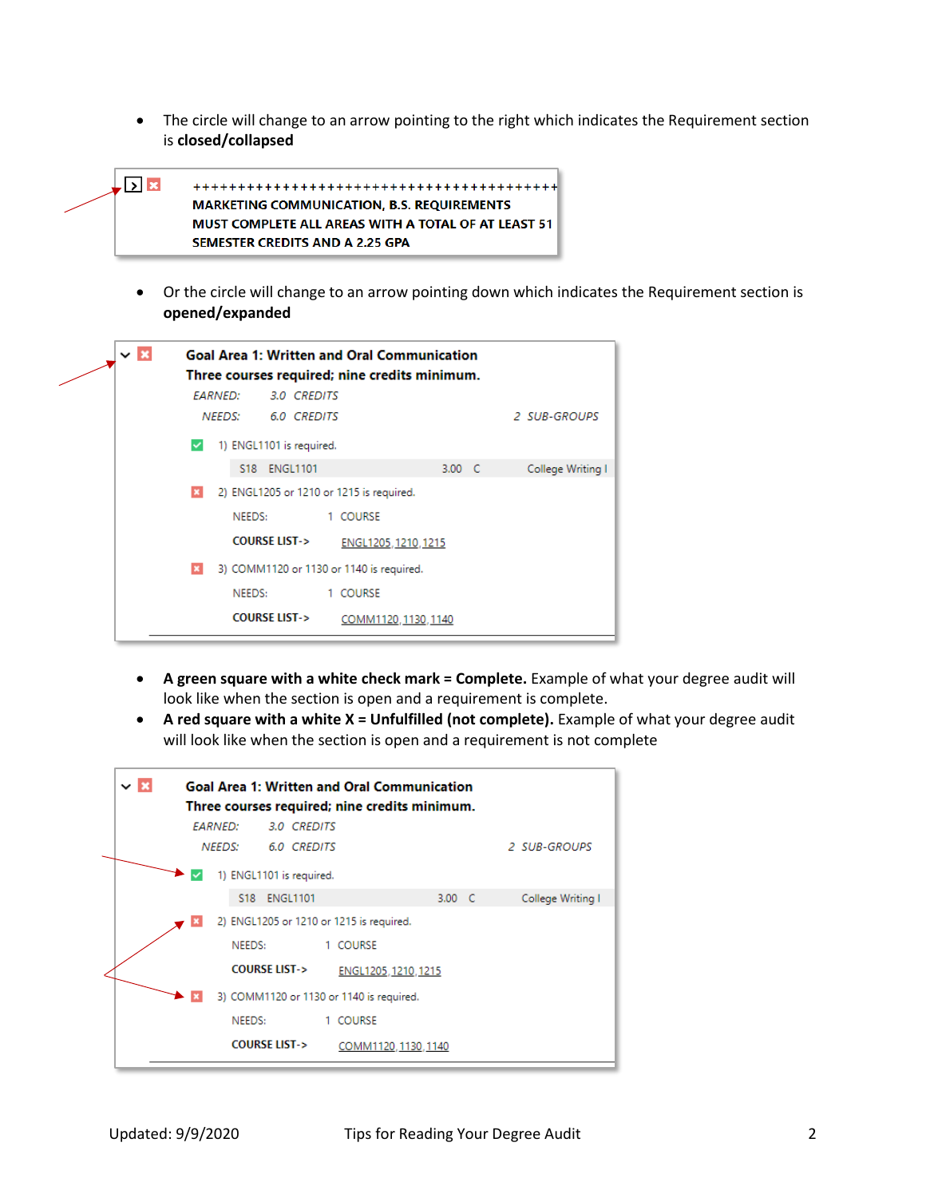- The circle will change to an arrow pointing to the right which indicates the Requirement section is **closed/collapsed**

```
+++++++++++++++++++++++++++++++++++++++++++++
MARKETING COMMUNICATION, B.S. REQUIREMENTS
MUST COMPLETE ALL AREAS WITH A TOTAL OF AT LEAST 51
SEMESTER CREDITS AND A 2.25 GPA
```

- Or the circle will change to an arrow pointing down which indicates the Requirement section is **opened/expanded**

```
Goal Area 1: Written and Oral Communication
Three courses required; nine credits minimum.
  EARNED:    3.0  CREDITS
   NEEDS:    6.0  CREDITS                         2 SUB-GROUPS

  1) ENGL1101 is required.
       S18  ENGL1101                  3.00  C      College Writing I
  2) ENGL1205 or 1210 or 1215 is required.
       NEEDS:           1  COURSE
       COURSE LIST->       ENGL1205, 1210, 1215
  3) COMM1120 or 1130 or 1140 is required.
       NEEDS:           1  COURSE
       COURSE LIST->       COMM1120, 1130, 1140
```

- **A green square with a white check mark = Complete.** Example of what your degree audit will look like when the section is open and a requirement is complete.
- **A red square with a white X = Unfulfilled (not complete).** Example of what your degree audit will look like when the section is open and a requirement is not complete

```
Goal Area 1: Written and Oral Communication
Three courses required; nine credits minimum.
  EARNED:    3.0  CREDITS
   NEEDS:    6.0  CREDITS                         2 SUB-GROUPS

  1) ENGL1101 is required.
       S18  ENGL1101                  3.00  C      College Writing I
  2) ENGL1205 or 1210 or 1215 is required.
       NEEDS:           1  COURSE
       COURSE LIST->       ENGL1205, 1210, 1215
  3) COMM1120 or 1130 or 1140 is required.
       NEEDS:           1  COURSE
       COURSE LIST->       COMM1120, 1130, 1140
```

Updated: 9/9/2020 Tips for Reading Your Degree Audit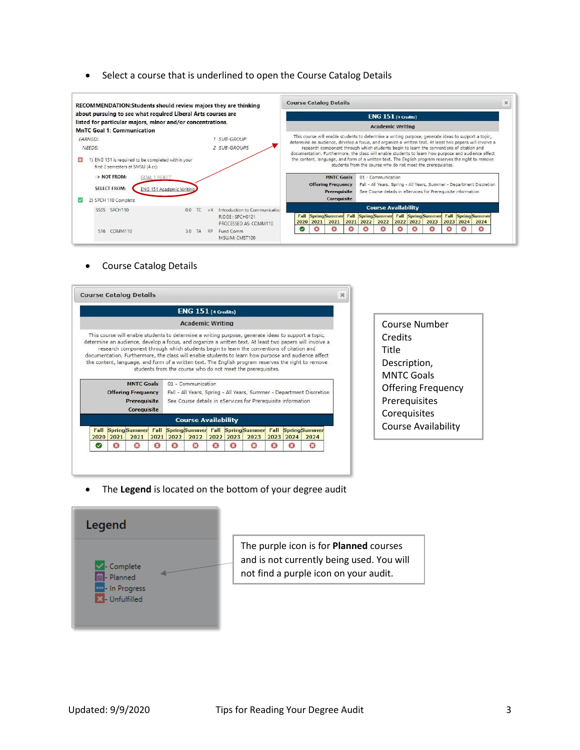- Select a course that is underlined to open the Course Catalog Details

RECOMMENDATION:Students should review majors they are thinking about pursuing to see what required Liberal Arts courses are listed for particular majors, minor and/or concentrations.
MnTC Goal 1: Communication

EARNED: 1 SUB-GROUP
NEEDS: 2 SUB-GROUPS

1) ENG 151 is required to be completed within your first 2 semesters at SMSU (4 cr):

-> NOT FROM: GOAL 1 REJECT
SELECT FROM: ENG 151 Academic Writing

2) SPCH 110 Complete

| | | | | | |
|---|---|---|---|---|---|
| SS05 | SPCH110 | 0.0 | TC | >X | Introduction to Communication RIDGE: SPCH0121 PROCESSED AS: COMM110 |
| S16 | COMM110 | 3.0 | TA | RP | Fund Comm MSU/M: CMST100 |

- Course Catalog Details

**Course Catalog Details**

**ENG 151** (4 Credits)

**Academic Writing**

This course will enable students to determine a writing purpose, generate ideas to support a topic, determine an audience, develop a focus, and organize a written text. At least two papers will involve a research component through which students begin to learn the conventions of citation and documentation. Furthermore, the class will enable students to learn how purpose and audience affect the content, language, and form of a written text. The English program reserves the right to remove students from the course who do not meet the prerequisites.

| | |
|---|---|
| **MNTC Goals** | 01 - Communication |
| **Offering Frequency** | Fall - All Years, Spring - All Years, Summer - Department Discretion |
| **Prerequisite** | See Course details in eServices for Prerequisite information |
| **Corequisite** | |

**Course Availability**

| Fall 2020 | Spring 2021 | Summer 2021 | Fall 2021 | Spring 2022 | Summer 2022 | Fall 2022 | Spring 2023 | Summer 2023 | Fall 2023 | Spring 2024 | Summer 2024 |
|---|---|---|---|---|---|---|---|---|---|---|---|
| ✔ | ✖ | ✖ | ✖ | ✖ | ✖ | ✖ | ✖ | ✖ | ✖ | ✖ | ✖ |

Course Number
Credits
Title
Description,
MNTC Goals
Offering Frequency
Prerequisites
Corequisites
Course Availability

- The **Legend** is located on the bottom of your degree audit

**Legend**

- Complete
- Planned
- In Progress
- Unfulfilled

The purple icon is for **Planned** courses and is not currently being used. You will not find a purple icon on your audit.